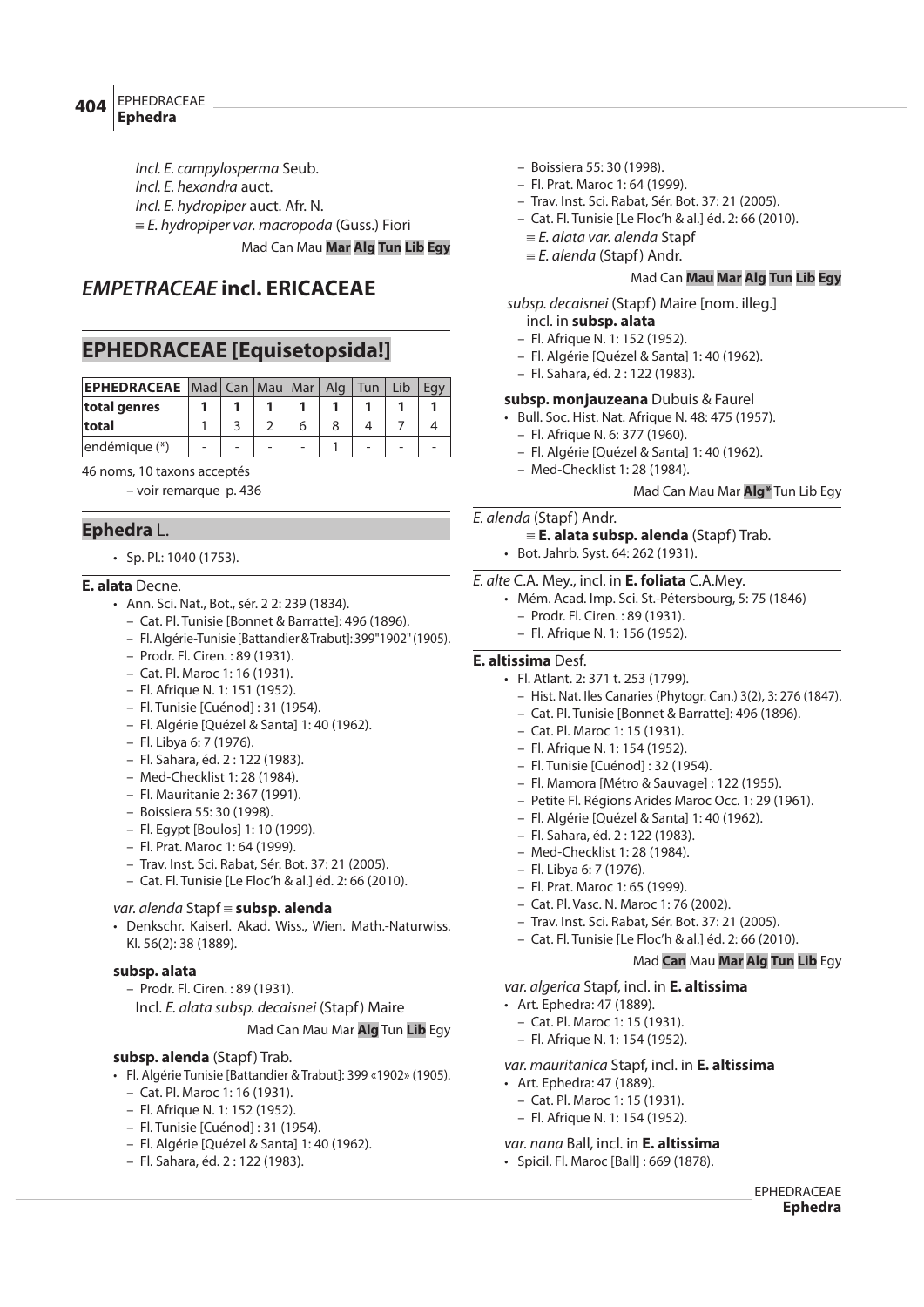*Incl. E. campylosperma* Seub.
*Incl. E. hexandra* auct.
*Incl. E. hydropiper* auct. Afr. N.
≡ *E. hydropiper var. macropoda* (Guss.) Fiori

Mad Can Mau **Mar** **Alg** **Tun** **Lib** **Egy**

## *EMPETRACEAE* incl. ERICACEAE

## EPHEDRACEAE [Equisetopsida!]

| EPHEDRACEAE | Mad | Can | Mau | Mar | Alg | Tun | Lib | Egy |
|---|---|---|---|---|---|---|---|---|
| **total genres** | **1** | **1** | **1** | **1** | **1** | **1** | **1** | **1** |
| **total** | 1 | 3 | 2 | 6 | 8 | 4 | 7 | 4 |
| endémique (*) | - | - | - | - | 1 | - | - | - |

46 noms, 10 taxons acceptés

– voir remarque p. 436

### Ephedra L.

- Sp. Pl.: 1040 (1753).

**E. alata** Decne.

- Ann. Sci. Nat., Bot., sér. 2 2: 239 (1834).
  - Cat. Pl. Tunisie [Bonnet & Barratte]: 496 (1896).
  - Fl. Algérie-Tunisie [Battandier & Trabut]: 399"1902" (1905).
  - Prodr. Fl. Ciren. : 89 (1931).
  - Cat. Pl. Maroc 1: 16 (1931).
  - Fl. Afrique N. 1: 151 (1952).
  - Fl. Tunisie [Cuénod] : 31 (1954).
  - Fl. Algérie [Quézel & Santa] 1: 40 (1962).
  - Fl. Libya 6: 7 (1976).
  - Fl. Sahara, éd. 2 : 122 (1983).
  - Med-Checklist 1: 28 (1984).
  - Fl. Mauritanie 2: 367 (1991).
  - Boissiera 55: 30 (1998).
  - Fl. Egypt [Boulos] 1: 10 (1999).
  - Fl. Prat. Maroc 1: 64 (1999).
  - Trav. Inst. Sci. Rabat, Sér. Bot. 37: 21 (2005).
  - Cat. Fl. Tunisie [Le Floc'h & al.] éd. 2: 66 (2010).

*var. alenda* Stapf ≡ **subsp. alenda**

- Denkschr. Kaiserl. Akad. Wiss., Wien. Math.-Naturwiss. Kl. 56(2): 38 (1889).

**subsp. alata**

- Prodr. Fl. Ciren. : 89 (1931).

Incl. *E. alata subsp. decaisnei* (Stapf) Maire

Mad Can Mau Mar **Alg** Tun **Lib** Egy

**subsp. alenda** (Stapf) Trab.

- Fl. Algérie Tunisie [Battandier & Trabut]: 399 «1902» (1905).
  - Cat. Pl. Maroc 1: 16 (1931).
  - Fl. Afrique N. 1: 152 (1952).
  - Fl. Tunisie [Cuénod] : 31 (1954).
  - Fl. Algérie [Quézel & Santa] 1: 40 (1962).
  - Fl. Sahara, éd. 2 : 122 (1983).
  - Boissiera 55: 30 (1998).
  - Fl. Prat. Maroc 1: 64 (1999).
  - Trav. Inst. Sci. Rabat, Sér. Bot. 37: 21 (2005).
  - Cat. Fl. Tunisie [Le Floc'h & al.] éd. 2: 66 (2010).

≡ *E. alata var. alenda* Stapf
≡ *E. alenda* (Stapf) Andr.

Mad Can **Mau** **Mar** **Alg** **Tun** **Lib** **Egy**

*subsp. decaisnei* (Stapf) Maire [nom. illeg.]
incl. in **subsp. alata**

- Fl. Afrique N. 1: 152 (1952).
- Fl. Algérie [Quézel & Santa] 1: 40 (1962).
- Fl. Sahara, éd. 2 : 122 (1983).

**subsp. monjauzeana** Dubuis & Faurel

- Bull. Soc. Hist. Nat. Afrique N. 48: 475 (1957).
  - Fl. Afrique N. 6: 377 (1960).
  - Fl. Algérie [Quézel & Santa] 1: 40 (1962).
  - Med-Checklist 1: 28 (1984).

Mad Can Mau Mar **Alg*** Tun Lib Egy

*E. alenda* (Stapf) Andr.

≡ **E. alata subsp. alenda** (Stapf) Trab.

- Bot. Jahrb. Syst. 64: 262 (1931).

*E. alte* C.A. Mey., incl. in **E. foliata** C.A.Mey.

- Mém. Acad. Imp. Sci. St.-Pétersbourg, 5: 75 (1846)
  - Prodr. Fl. Ciren. : 89 (1931).
  - Fl. Afrique N. 1: 156 (1952).

**E. altissima** Desf.

- Fl. Atlant. 2: 371 t. 253 (1799).
  - Hist. Nat. Iles Canaries (Phytogr. Can.) 3(2), 3: 276 (1847).
  - Cat. Pl. Tunisie [Bonnet & Barratte]: 496 (1896).
  - Cat. Pl. Maroc 1: 15 (1931).
  - Fl. Afrique N. 1: 154 (1952).
  - Fl. Tunisie [Cuénod] : 32 (1954).
  - Fl. Mamora [Métro & Sauvage] : 122 (1955).
  - Petite Fl. Régions Arides Maroc Occ. 1: 29 (1961).
  - Fl. Algérie [Quézel & Santa] 1: 40 (1962).
  - Fl. Sahara, éd. 2 : 122 (1983).
  - Med-Checklist 1: 28 (1984).
  - Fl. Libya 6: 7 (1976).
  - Fl. Prat. Maroc 1: 65 (1999).
  - Cat. Pl. Vasc. N. Maroc 1: 76 (2002).
  - Trav. Inst. Sci. Rabat, Sér. Bot. 37: 21 (2005).
  - Cat. Fl. Tunisie [Le Floc'h & al.] éd. 2: 66 (2010).

Mad **Can** Mau **Mar** **Alg** **Tun** **Lib** Egy

*var. algerica* Stapf, incl. in **E. altissima**

- Art. Ephedra: 47 (1889).
  - Cat. Pl. Maroc 1: 15 (1931).
  - Fl. Afrique N. 1: 154 (1952).

*var. mauritanica* Stapf, incl. in **E. altissima**

- Art. Ephedra: 47 (1889).
  - Cat. Pl. Maroc 1: 15 (1931).
  - Fl. Afrique N. 1: 154 (1952).

*var. nana* Ball, incl. in **E. altissima**

- Spicil. Fl. Maroc [Ball] : 669 (1878).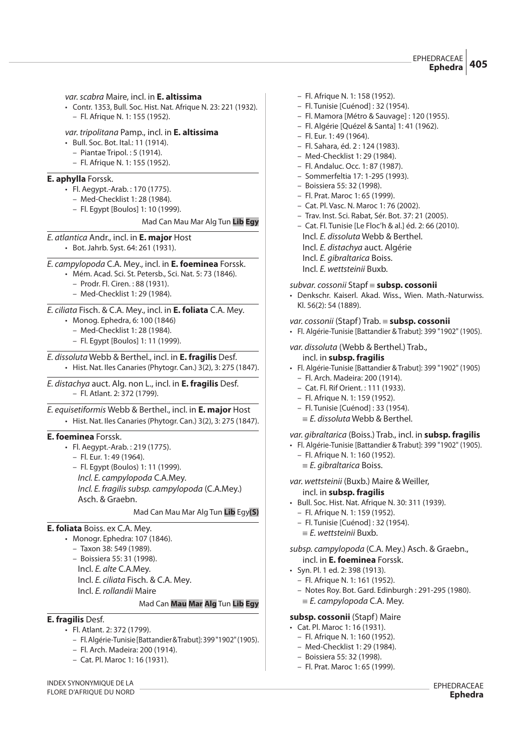*var. scabra* Maire, incl. in **E. altissima**

- Contr. 1353, Bull. Soc. Hist. Nat. Afrique N. 23: 221 (1932).
  - Fl. Afrique N. 1: 155 (1952).

*var. tripolitana* Pamp., incl. in **E. altissima**

- Bull. Soc. Bot. Ital.: 11 (1914).
  - Piantae Tripol. : 5 (1914).
  - Fl. Afrique N. 1: 155 (1952).

**E. aphylla** Forssk.

- Fl. Aegypt.-Arab. : 170 (1775).
  - Med-Checklist 1: 28 (1984).
  - Fl. Egypt [Boulos] 1: 10 (1999).

Mad Can Mau Mar Alg Tun **Lib** **Egy**

*E. atlantica* Andr., incl. in **E. major** Host

- Bot. Jahrb. Syst. 64: 261 (1931).

*E. campylopoda* C.A. Mey., incl. in **E. foeminea** Forssk.

- Mém. Acad. Sci. St. Petersb., Sci. Nat. 5: 73 (1846).
  - Prodr. Fl. Ciren. : 88 (1931).
  - Med-Checklist 1: 29 (1984).

*E. ciliata* Fisch. & C.A. Mey., incl. in **E. foliata** C.A. Mey.

- Monog. Ephedra, 6: 100 (1846)
  - Med-Checklist 1: 28 (1984).
  - Fl. Egypt [Boulos] 1: 11 (1999).

*E. dissoluta* Webb & Berthel., incl. in **E. fragilis** Desf.

- Hist. Nat. Iles Canaries (Phytogr. Can.) 3(2), 3: 275 (1847).

*E. distachya* auct. Alg. non L., incl. in **E. fragilis** Desf.

- Fl. Atlant. 2: 372 (1799).

*E. equisetiformis* Webb & Berthel., incl. in **E. major** Host

- Hist. Nat. Iles Canaries (Phytogr. Can.) 3(2), 3: 275 (1847).

**E. foeminea** Forssk.

- Fl. Aegypt.-Arab. : 219 (1775).
  - Fl. Eur. 1: 49 (1964).
  - Fl. Egypt (Boulos) 1: 11 (1999).

  *Incl. E. campylopoda* C.A.Mey.
  *Incl. E. fragilis subsp. campylopoda* (C.A.Mey.) Asch. & Graebn.

Mad Can Mau Mar Alg Tun **Lib** Egy**(S)**

**E. foliata** Boiss. ex C.A. Mey.

- Monogr. Ephedra: 107 (1846).
  - Taxon 38: 549 (1989).
  - Boissiera 55: 31 (1998).

  Incl. *E. alte* C.A.Mey.
  Incl. *E. ciliata* Fisch. & C.A. Mey.
  Incl. *E. rollandii* Maire

Mad Can **Mau** **Mar** **Alg** Tun **Lib** **Egy**

**E. fragilis** Desf.

- Fl. Atlant. 2: 372 (1799).
  - Fl. Algérie-Tunisie [Battandier & Trabut]: 399 "1902" (1905).
  - Fl. Arch. Madeira: 200 (1914).
  - Cat. Pl. Maroc 1: 16 (1931).
  - Fl. Afrique N. 1: 158 (1952).
  - Fl. Tunisie [Cuénod] : 32 (1954).
  - Fl. Mamora [Métro & Sauvage] : 120 (1955).
  - Fl. Algérie [Quézel & Santa] 1: 41 (1962).
  - Fl. Eur. 1: 49 (1964).
  - Fl. Sahara, éd. 2 : 124 (1983).
  - Med-Checklist 1: 29 (1984).
  - Fl. Andaluc. Occ. 1: 87 (1987).
  - Sommerfeltia 17: 1-295 (1993).
  - Boissiera 55: 32 (1998).
  - Fl. Prat. Maroc 1: 65 (1999).
  - Cat. Pl. Vasc. N. Maroc 1: 76 (2002).
  - Trav. Inst. Sci. Rabat, Sér. Bot. 37: 21 (2005).
  - Cat. Fl. Tunisie [Le Floc'h & al.] éd. 2: 66 (2010).

  Incl. *E. dissoluta* Webb & Berthel.
  Incl. *E. distachya* auct. Algérie
  Incl. *E. gibraltarica* Boiss.
  Incl. *E. wettsteinii* Buxb.

*subvar. cossonii* Stapf ≡ **subsp. cossonii**

- Denkschr. Kaiserl. Akad. Wiss., Wien. Math.-Naturwiss. Kl. 56(2): 54 (1889).

*var. cossonii* (Stapf) Trab. ≡ **subsp. cossonii**

- Fl. Algérie-Tunisie [Battandier & Trabut]: 399 "1902" (1905).

*var. dissoluta* (Webb & Berthel.) Trab., incl. in **subsp. fragilis**

- Fl. Algérie-Tunisie [Battandier & Trabut]: 399 "1902" (1905)
  - Fl. Arch. Madeira: 200 (1914).
  - Cat. Fl. Rif Orient. : 111 (1933).
  - Fl. Afrique N. 1: 159 (1952).
  - Fl. Tunisie [Cuénod] : 33 (1954).

  ≡ *E. dissoluta* Webb & Berthel.

*var. gibraltarica* (Boiss.) Trab., incl. in **subsp. fragilis**

- Fl. Algérie-Tunisie [Battandier & Trabut]: 399 "1902" (1905).
  - Fl. Afrique N. 1: 160 (1952).

  ≡ *E. gibraltarica* Boiss.

*var. wettsteinii* (Buxb.) Maire & Weiller, incl. in **subsp. fragilis**

- Bull. Soc. Hist. Nat. Afrique N. 30: 311 (1939).
  - Fl. Afrique N. 1: 159 (1952).
  - Fl. Tunisie [Cuénod] : 32 (1954).

  ≡ *E. wettsteinii* Buxb.

*subsp. campylopoda* (C.A. Mey.) Asch. & Graebn., incl. in **E. foeminea** Forssk.

- Syn. Pl. 1 ed. 2: 398 (1913).
  - Fl. Afrique N. 1: 161 (1952).
  - Notes Roy. Bot. Gard. Edinburgh : 291-295 (1980).

  ≡ *E. campylopoda* C.A. Mey.

**subsp. cossonii** (Stapf) Maire

- Cat. Pl. Maroc 1: 16 (1931).
  - Fl. Afrique N. 1: 160 (1952).
  - Med-Checklist 1: 29 (1984).
  - Boissiera 55: 32 (1998).
  - Fl. Prat. Maroc 1: 65 (1999).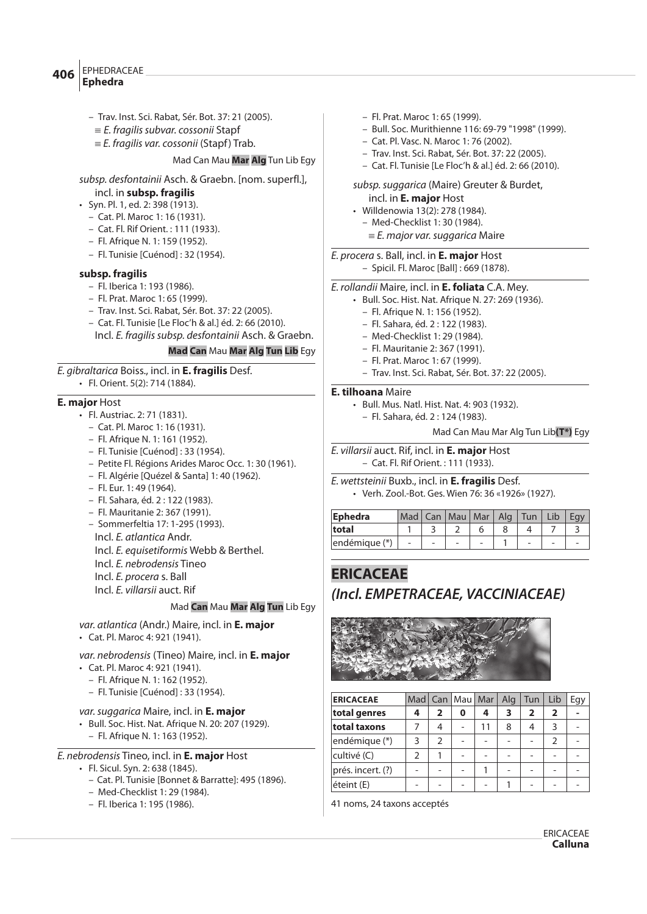- Trav. Inst. Sci. Rabat, Sér. Bot. 37: 21 (2005).
  - ≡ *E. fragilis subvar. cossonii* Stapf
  - ≡ *E. fragilis var. cossonii* (Stapf) Trab.

Mad Can Mau **Mar** **Alg** Tun Lib Egy

*subsp. desfontainii* Asch. & Graebn. [nom. superfl.], incl. in **subsp. fragilis**
- Syn. Pl. 1, ed. 2: 398 (1913).
  - Cat. Pl. Maroc 1: 16 (1931).
  - Cat. Fl. Rif Orient. : 111 (1933).
  - Fl. Afrique N. 1: 159 (1952).
  - Fl. Tunisie [Cuénod] : 32 (1954).

**subsp. fragilis**
- Fl. Iberica 1: 193 (1986).
- Fl. Prat. Maroc 1: 65 (1999).
- Trav. Inst. Sci. Rabat, Sér. Bot. 37: 22 (2005).
- Cat. Fl. Tunisie [Le Floc'h & al.] éd. 2: 66 (2010).

Incl. *E. fragilis subsp. desfontainii* Asch. & Graebn.

**Mad** **Can** Mau **Mar** **Alg** **Tun** **Lib** Egy

*E. gibraltarica* Boiss., incl. in **E. fragilis** Desf.
- Fl. Orient. 5(2): 714 (1884).

**E. major** Host
- Fl. Austriac. 2: 71 (1831).
  - Cat. Pl. Maroc 1: 16 (1931).
  - Fl. Afrique N. 1: 161 (1952).
  - Fl. Tunisie [Cuénod] : 33 (1954).
  - Petite Fl. Régions Arides Maroc Occ. 1: 30 (1961).
  - Fl. Algérie [Quézel & Santa] 1: 40 (1962).
  - Fl. Eur. 1: 49 (1964).
  - Fl. Sahara, éd. 2 : 122 (1983).
  - Fl. Mauritanie 2: 367 (1991).
  - Sommerfeltia 17: 1-295 (1993).

Incl. *E. atlantica* Andr.
Incl. *E. equisetiformis* Webb & Berthel.
Incl. *E. nebrodensis* Tineo
Incl. *E. procera* s. Ball
Incl. *E. villarsii* auct. Rif

Mad **Can** Mau **Mar** **Alg** **Tun** Lib Egy

*var. atlantica* (Andr.) Maire, incl. in **E. major**
- Cat. Pl. Maroc 4: 921 (1941).

*var. nebrodensis* (Tineo) Maire, incl. in **E. major**
- Cat. Pl. Maroc 4: 921 (1941).
  - Fl. Afrique N. 1: 162 (1952).
  - Fl. Tunisie [Cuénod] : 33 (1954).

*var. suggarica* Maire, incl. in **E. major**
- Bull. Soc. Hist. Nat. Afrique N. 20: 207 (1929).
  - Fl. Afrique N. 1: 163 (1952).

*E. nebrodensis* Tineo, incl. in **E. major** Host
- Fl. Sicul. Syn. 2: 638 (1845).
  - Cat. Pl. Tunisie [Bonnet & Barratte]: 495 (1896).
  - Med-Checklist 1: 29 (1984).
  - Fl. Iberica 1: 195 (1986).
  - Fl. Prat. Maroc 1: 65 (1999).
  - Bull. Soc. Murithienne 116: 69-79 "1998" (1999).
  - Cat. Pl. Vasc. N. Maroc 1: 76 (2002).
  - Trav. Inst. Sci. Rabat, Sér. Bot. 37: 22 (2005).
  - Cat. Fl. Tunisie [Le Floc'h & al.] éd. 2: 66 (2010).

*subsp. suggarica* (Maire) Greuter & Burdet, incl. in **E. major** Host
- Willdenowia 13(2): 278 (1984).
  - Med-Checklist 1: 30 (1984).
  - ≡ *E. major var. suggarica* Maire

*E. procera* s. Ball, incl. in **E. major** Host
- Spicil. Fl. Maroc [Ball] : 669 (1878).

*E. rollandii* Maire, incl. in **E. foliata** C.A. Mey.
- Bull. Soc. Hist. Nat. Afrique N. 27: 269 (1936).
  - Fl. Afrique N. 1: 156 (1952).
  - Fl. Sahara, éd. 2 : 122 (1983).
  - Med-Checklist 1: 29 (1984).
  - Fl. Mauritanie 2: 367 (1991).
  - Fl. Prat. Maroc 1: 67 (1999).
  - Trav. Inst. Sci. Rabat, Sér. Bot. 37: 22 (2005).

**E. tilhoana** Maire
- Bull. Mus. Natl. Hist. Nat. 4: 903 (1932).
  - Fl. Sahara, éd. 2 : 124 (1983).

Mad Can Mau Mar Alg Tun Lib**(T*)** Egy

*E. villarsii* auct. Rif, incl. in **E. major** Host
- Cat. Fl. Rif Orient. : 111 (1933).

*E. wettsteinii* Buxb., incl. in **E. fragilis** Desf.
- Verh. Zool.-Bot. Ges. Wien 76: 36 «1926» (1927).

| Ephedra | Mad | Can | Mau | Mar | Alg | Tun | Lib | Egy |
|---|---|---|---|---|---|---|---|---|
| total | 1 | 3 | 2 | 6 | 8 | 4 | 7 | 3 |
| endémique (*) | - | - | - | - | 1 | - | - | - |

# ERICACEAE

## *(Incl. EMPETRACEAE, VACCINIACEAE)*

| ERICACEAE | Mad | Can | Mau | Mar | Alg | Tun | Lib | Egy |
|---|---|---|---|---|---|---|---|---|
| total genres | 4 | 2 | 0 | 4 | 3 | 2 | 2 | - |
| total taxons | 7 | 4 | - | 11 | 8 | 4 | 3 | - |
| endémique (*) | 3 | 2 | - | - | - | - | 2 | - |
| cultivé (C) | 2 | 1 | - | - | - | - | - | - |
| prés. incert. (?) | - | - | - | 1 | - | - | - | - |
| éteint (E) | - | - | - | - | 1 | - | - | - |

41 noms, 24 taxons acceptés